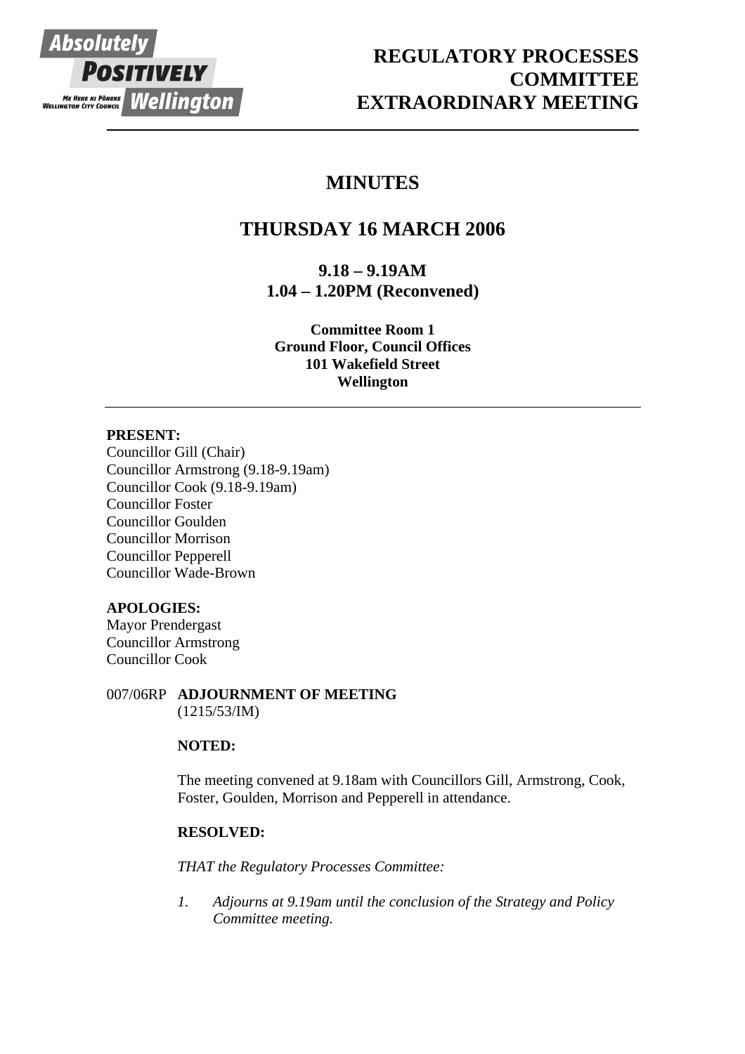# REGULATORY PROCESSES COMMITTEE EXTRAORDINARY MEETING

## MINUTES

## THURSDAY 16 MARCH 2006

**9.18 – 9.19AM**
**1.04 – 1.20PM (Reconvened)**

**Committee Room 1**
**Ground Floor, Council Offices**
**101 Wakefield Street**
**Wellington**

---

**PRESENT:**
Councillor Gill (Chair)
Councillor Armstrong (9.18-9.19am)
Councillor Cook (9.18-9.19am)
Councillor Foster
Councillor Goulden
Councillor Morrison
Councillor Pepperell
Councillor Wade-Brown

**APOLOGIES:**
Mayor Prendergast
Councillor Armstrong
Councillor Cook

007/06RP **ADJOURNMENT OF MEETING**
(1215/53/IM)

**NOTED:**

The meeting convened at 9.18am with Councillors Gill, Armstrong, Cook, Foster, Goulden, Morrison and Pepperell in attendance.

**RESOLVED:**

*THAT the Regulatory Processes Committee:*

1. *Adjourns at 9.19am until the conclusion of the Strategy and Policy Committee meeting.*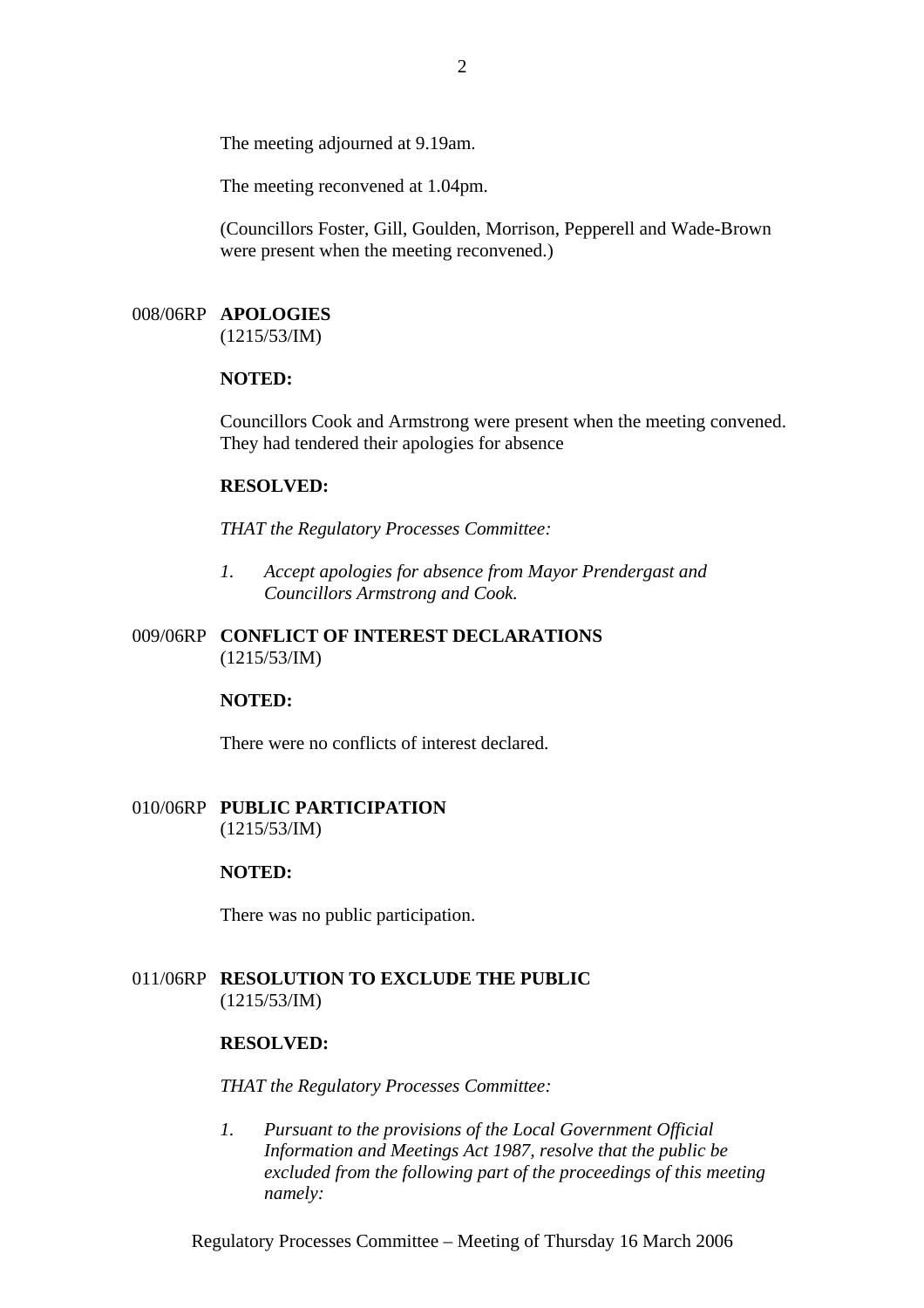The meeting adjourned at 9.19am.

The meeting reconvened at 1.04pm.

(Councillors Foster, Gill, Goulden, Morrison, Pepperell and Wade-Brown were present when the meeting reconvened.)

### 008/06RP APOLOGIES
(1215/53/IM)

**NOTED:**

Councillors Cook and Armstrong were present when the meeting convened. They had tendered their apologies for absence

**RESOLVED:**

*THAT the Regulatory Processes Committee:*

1. *Accept apologies for absence from Mayor Prendergast and Councillors Armstrong and Cook.*

### 009/06RP CONFLICT OF INTEREST DECLARATIONS
(1215/53/IM)

**NOTED:**

There were no conflicts of interest declared.

### 010/06RP PUBLIC PARTICIPATION
(1215/53/IM)

**NOTED:**

There was no public participation.

### 011/06RP RESOLUTION TO EXCLUDE THE PUBLIC
(1215/53/IM)

**RESOLVED:**

*THAT the Regulatory Processes Committee:*

1. *Pursuant to the provisions of the Local Government Official Information and Meetings Act 1987, resolve that the public be excluded from the following part of the proceedings of this meeting namely:*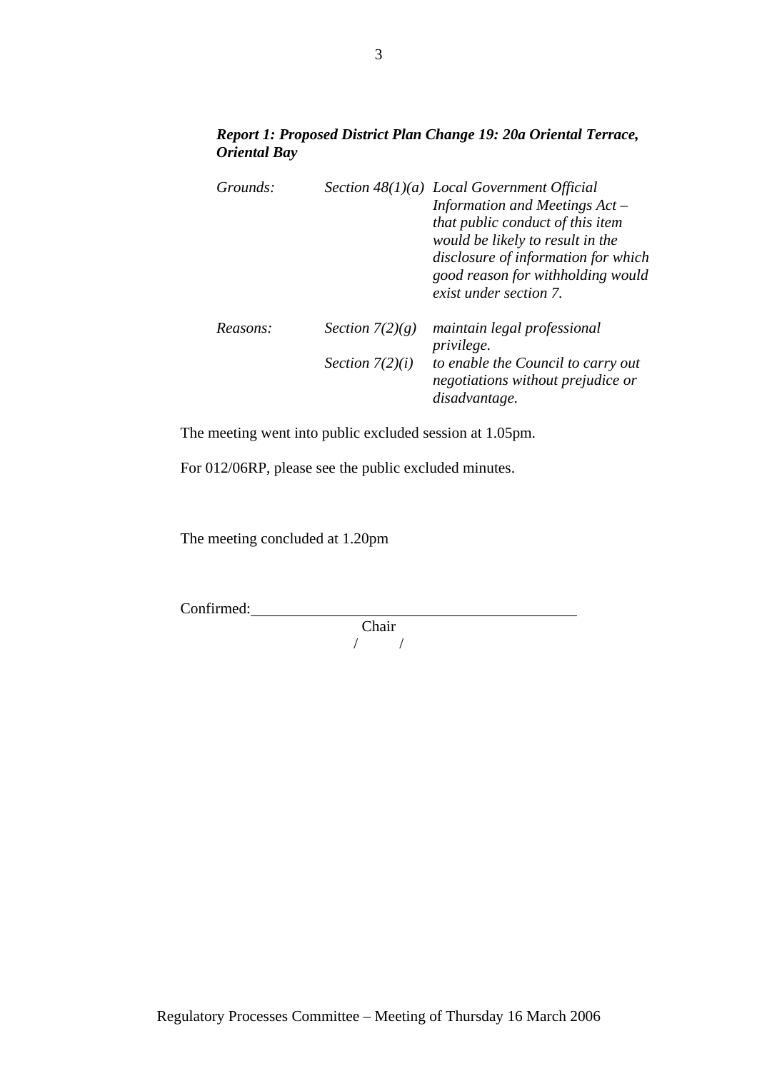***Report 1: Proposed District Plan Change 19: 20a Oriental Terrace, Oriental Bay***

| | | |
|---|---|---|
| *Grounds:* | *Section 48(1)(a)* | *Local Government Official Information and Meetings Act – that public conduct of this item would be likely to result in the disclosure of information for which good reason for withholding would exist under section 7.* |
| *Reasons:* | *Section 7(2)(g)* | *maintain legal professional privilege.* |
| | *Section 7(2)(i)* | *to enable the Council to carry out negotiations without prejudice or disadvantage.* |

The meeting went into public excluded session at 1.05pm.

For 012/06RP, please see the public excluded minutes.

The meeting concluded at 1.20pm

Confirmed: ____________________________________________

Chair

/ /